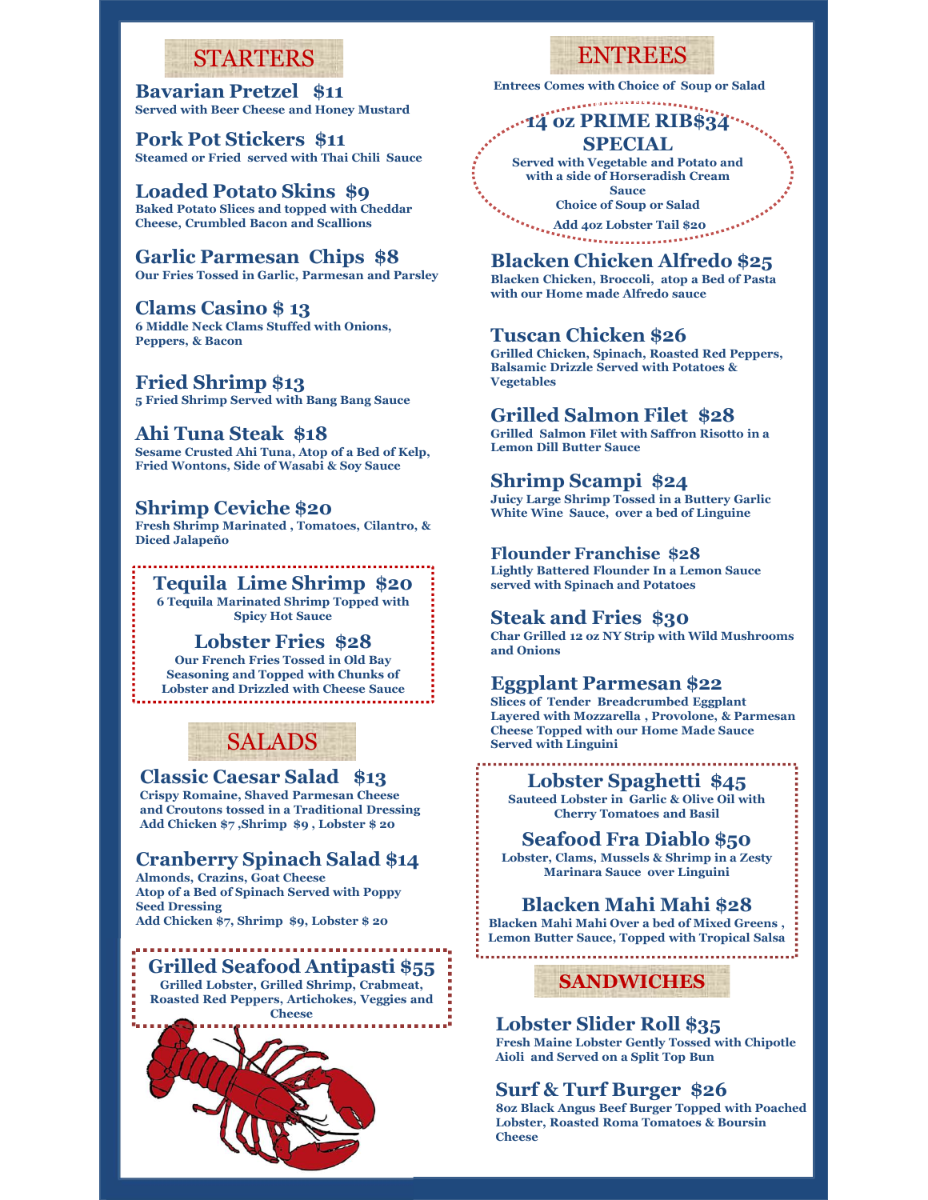## STARTERS

**Bavarian Pretzel $11**
Served with Beer Cheese and Honey Mustard

**Pork Pot Stickers $11**
Steamed or Fried served with Thai Chili Sauce

**Loaded Potato Skins $9**
Baked Potato Slices and topped with Cheddar Cheese, Crumbled Bacon and Scallions

**Garlic Parmesan Chips $8**
Our Fries Tossed in Garlic, Parmesan and Parsley

**Clams Casino $ 13**
6 Middle Neck Clams Stuffed with Onions, Peppers, & Bacon

**Fried Shrimp $13**
5 Fried Shrimp Served with Bang Bang Sauce

**Ahi Tuna Steak $18**
Sesame Crusted Ahi Tuna, Atop of a Bed of Kelp, Fried Wontons, Side of Wasabi & Soy Sauce

**Shrimp Ceviche $20**
Fresh Shrimp Marinated , Tomatoes, Cilantro, & Diced Jalapeño

**Tequila Lime Shrimp $20**
6 Tequila Marinated Shrimp Topped with Spicy Hot Sauce

**Lobster Fries $28**
Our French Fries Tossed in Old Bay Seasoning and Topped with Chunks of Lobster and Drizzled with Cheese Sauce

## SALADS

**Classic Caesar Salad $13**
Crispy Romaine, Shaved Parmesan Cheese and Croutons tossed in a Traditional Dressing
Add Chicken $7 ,Shrimp $9 , Lobster $ 20

**Cranberry Spinach Salad $14**
Almonds, Crazins, Goat Cheese
Atop of a Bed of Spinach Served with Poppy Seed Dressing
Add Chicken $7, Shrimp $9, Lobster $ 20

**Grilled Seafood Antipasti $55**
Grilled Lobster, Grilled Shrimp, Crabmeat, Roasted Red Peppers, Artichokes, Veggies and Cheese

## ENTREES

Entrees Comes with Choice of Soup or Salad

**14 oz PRIME RIB$34 SPECIAL**
Served with Vegetable and Potato and with a side of Horseradish Cream Sauce
Choice of Soup or Salad
Add 4oz Lobster Tail $20

**Blacken Chicken Alfredo $25**
Blacken Chicken, Broccoli, atop a Bed of Pasta with our Home made Alfredo sauce

**Tuscan Chicken $26**
Grilled Chicken, Spinach, Roasted Red Peppers, Balsamic Drizzle Served with Potatoes & Vegetables

**Grilled Salmon Filet $28**
Grilled Salmon Filet with Saffron Risotto in a Lemon Dill Butter Sauce

**Shrimp Scampi $24**
Juicy Large Shrimp Tossed in a Buttery Garlic White Wine Sauce, over a bed of Linguine

**Flounder Franchise $28**
Lightly Battered Flounder In a Lemon Sauce served with Spinach and Potatoes

**Steak and Fries $30**
Char Grilled 12 oz NY Strip with Wild Mushrooms and Onions

**Eggplant Parmesan $22**
Slices of Tender Breadcrumbed Eggplant Layered with Mozzarella , Provolone, & Parmesan Cheese Topped with our Home Made Sauce Served with Linguini

**Lobster Spaghetti $45**
Sauteed Lobster in Garlic & Olive Oil with Cherry Tomatoes and Basil

**Seafood Fra Diablo $50**
Lobster, Clams, Mussels & Shrimp in a Zesty Marinara Sauce over Linguini

**Blacken Mahi Mahi $28**
Blacken Mahi Mahi Over a bed of Mixed Greens , Lemon Butter Sauce, Topped with Tropical Salsa

## SANDWICHES

**Lobster Slider Roll $35**
Fresh Maine Lobster Gently Tossed with Chipotle Aioli and Served on a Split Top Bun

**Surf & Turf Burger $26**
8oz Black Angus Beef Burger Topped with Poached Lobster, Roasted Roma Tomatoes & Boursin Cheese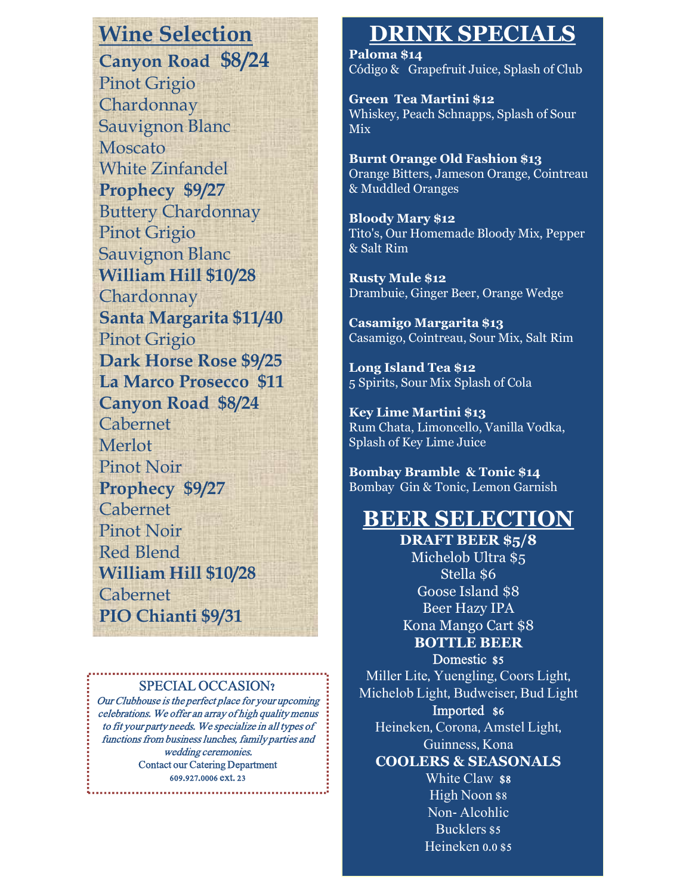## Wine Selection

**Canyon Road $8/24**

Pinot Grigio
Chardonnay
Sauvignon Blanc
Moscato
White Zinfandel

**Prophecy $9/27**

Buttery Chardonnay
Pinot Grigio
Sauvignon Blanc

**William Hill $10/28**

Chardonnay

**Santa Margarita $11/40**

Pinot Grigio

**Dark Horse Rose $9/25**

**La Marco Prosecco $11**

**Canyon Road $8/24**

Cabernet
Merlot
Pinot Noir

**Prophecy $9/27**

Cabernet
Pinot Noir
Red Blend

**William Hill $10/28**

Cabernet

**PIO Chianti $9/31**

SPECIAL OCCASION?

*Our Clubhouse is the perfect place for your upcoming celebrations. We offer an array of high quality menus to fit your party needs. We specialize in all types of functions from business lunches, family parties and wedding ceremonies.*

Contact our Catering Department
609.927.0006 ext. 23

## DRINK SPECIALS

**Paloma $14**
Código & Grapefruit Juice, Splash of Club

**Green Tea Martini $12**
Whiskey, Peach Schnapps, Splash of Sour Mix

**Burnt Orange Old Fashion $13**
Orange Bitters, Jameson Orange, Cointreau & Muddled Oranges

**Bloody Mary $12**
Tito's, Our Homemade Bloody Mix, Pepper & Salt Rim

**Rusty Mule $12**
Drambuie, Ginger Beer, Orange Wedge

**Casamigo Margarita $13**
Casamigo, Cointreau, Sour Mix, Salt Rim

**Long Island Tea $12**
5 Spirits, Sour Mix Splash of Cola

**Key Lime Martini $13**
Rum Chata, Limoncello, Vanilla Vodka, Splash of Key Lime Juice

**Bombay Bramble & Tonic $14**
Bombay Gin & Tonic, Lemon Garnish

## BEER SELECTION

**DRAFT BEER $5/8**

Michelob Ultra $5
Stella $6
Goose Island $8
Beer Hazy IPA
Kona Mango Cart $8

**BOTTLE BEER**

Domestic $5
Miller Lite, Yuengling, Coors Light, Michelob Light, Budweiser, Bud Light

Imported $6
Heineken, Corona, Amstel Light, Guinness, Kona

**COOLERS & SEASONALS**

White Claw $8
High Noon $8
Non- Alcohlic
Bucklers $5
Heineken 0.0 $5